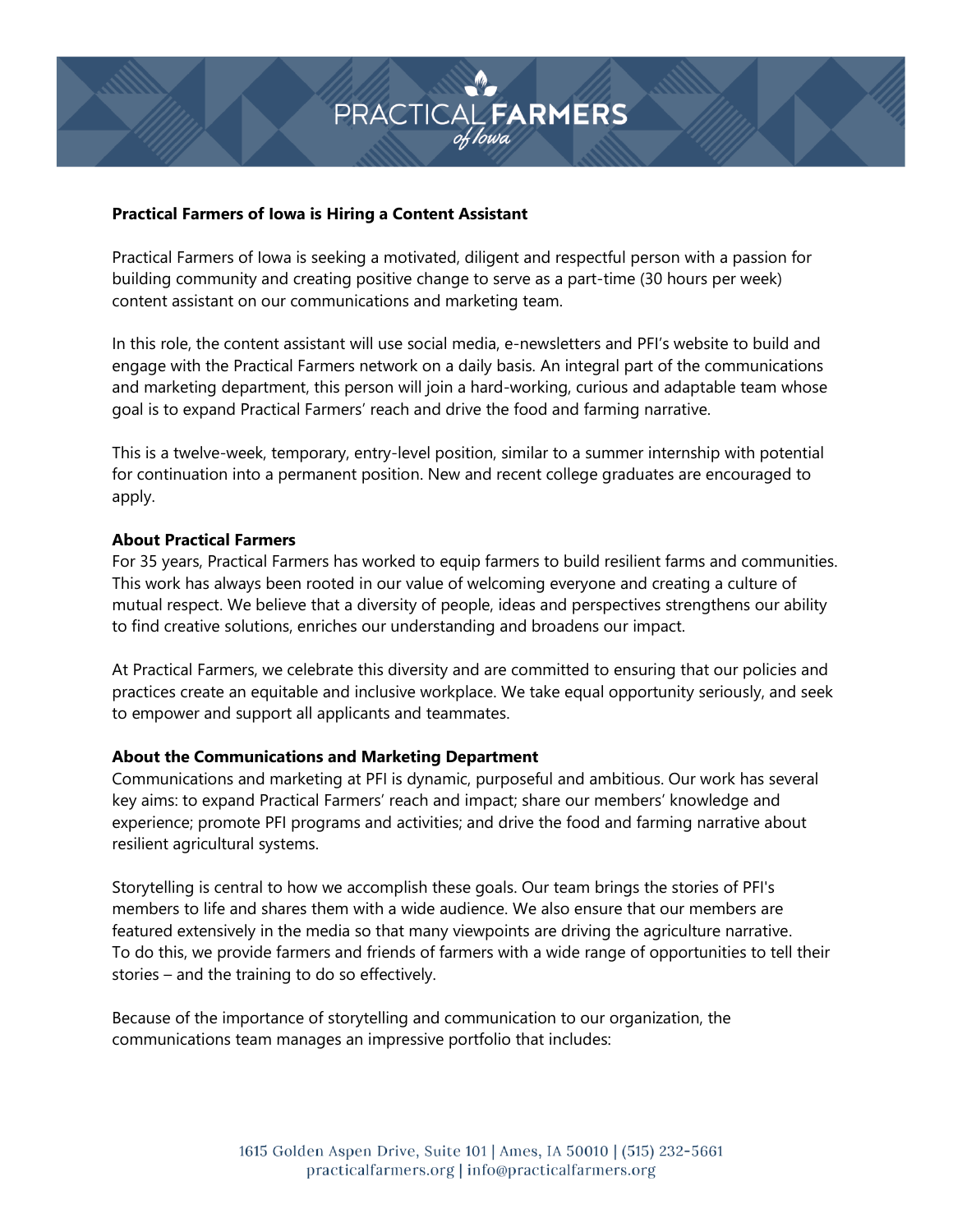# Practical Farmers of Iowa is Hiring a Content Assistant

Practical Farmers of Iowa is seeking a motivated, diligent and respectful person with a passion for building community and creating positive change to serve as a part-time (30 hours per week) content assistant on our communications and marketing team.

In this role, the content assistant will use social media, e-newsletters and PFI's website to build and engage with the Practical Farmers network on a daily basis. An integral part of the communications and marketing department, this person will join a hard-working, curious and adaptable team whose goal is to expand Practical Farmers' reach and drive the food and farming narrative.

This is a twelve-week, temporary, entry-level position, similar to a summer internship with potential for continuation into a permanent position. New and recent college graduates are encouraged to apply.

## About Practical Farmers

For 35 years, Practical Farmers has worked to equip farmers to build resilient farms and communities. This work has always been rooted in our value of welcoming everyone and creating a culture of mutual respect. We believe that a diversity of people, ideas and perspectives strengthens our ability to find creative solutions, enriches our understanding and broadens our impact.

At Practical Farmers, we celebrate this diversity and are committed to ensuring that our policies and practices create an equitable and inclusive workplace. We take equal opportunity seriously, and seek to empower and support all applicants and teammates.

## About the Communications and Marketing Department

Communications and marketing at PFI is dynamic, purposeful and ambitious. Our work has several key aims: to expand Practical Farmers' reach and impact; share our members' knowledge and experience; promote PFI programs and activities; and drive the food and farming narrative about resilient agricultural systems.

Storytelling is central to how we accomplish these goals. Our team brings the stories of PFI's members to life and shares them with a wide audience. We also ensure that our members are featured extensively in the media so that many viewpoints are driving the agriculture narrative. To do this, we provide farmers and friends of farmers with a wide range of opportunities to tell their stories – and the training to do so effectively.

Because of the importance of storytelling and communication to our organization, the communications team manages an impressive portfolio that includes: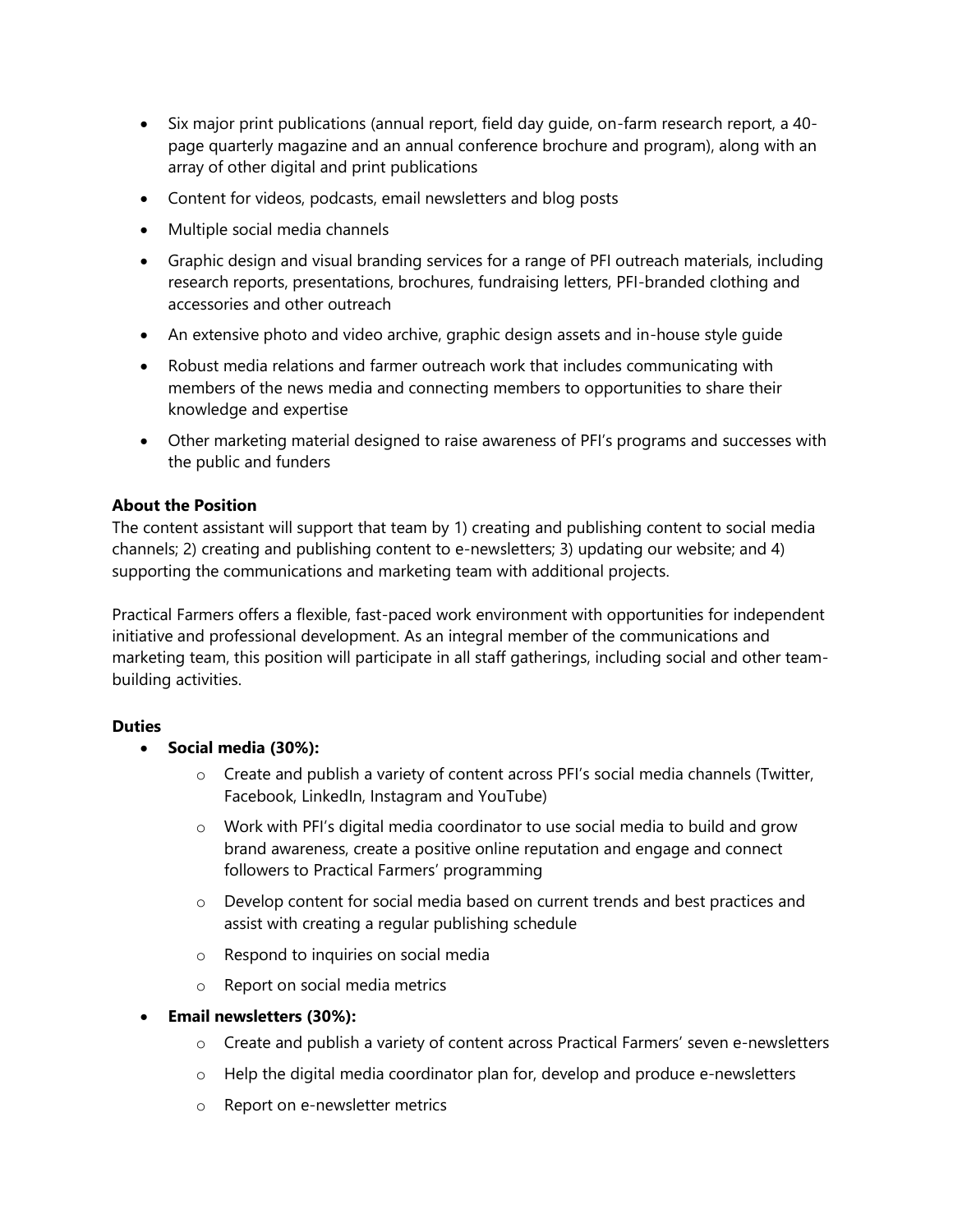- Six major print publications (annual report, field day guide, on-farm research report, a 40-page quarterly magazine and an annual conference brochure and program), along with an array of other digital and print publications
- Content for videos, podcasts, email newsletters and blog posts
- Multiple social media channels
- Graphic design and visual branding services for a range of PFI outreach materials, including research reports, presentations, brochures, fundraising letters, PFI-branded clothing and accessories and other outreach
- An extensive photo and video archive, graphic design assets and in-house style guide
- Robust media relations and farmer outreach work that includes communicating with members of the news media and connecting members to opportunities to share their knowledge and expertise
- Other marketing material designed to raise awareness of PFI's programs and successes with the public and funders

**About the Position**
The content assistant will support that team by 1) creating and publishing content to social media channels; 2) creating and publishing content to e-newsletters; 3) updating our website; and 4) supporting the communications and marketing team with additional projects.

Practical Farmers offers a flexible, fast-paced work environment with opportunities for independent initiative and professional development. As an integral member of the communications and marketing team, this position will participate in all staff gatherings, including social and other team-building activities.

**Duties**

- **Social media (30%):**
  - Create and publish a variety of content across PFI's social media channels (Twitter, Facebook, LinkedIn, Instagram and YouTube)
  - Work with PFI's digital media coordinator to use social media to build and grow brand awareness, create a positive online reputation and engage and connect followers to Practical Farmers' programming
  - Develop content for social media based on current trends and best practices and assist with creating a regular publishing schedule
  - Respond to inquiries on social media
  - Report on social media metrics
- **Email newsletters (30%):**
  - Create and publish a variety of content across Practical Farmers' seven e-newsletters
  - Help the digital media coordinator plan for, develop and produce e-newsletters
  - Report on e-newsletter metrics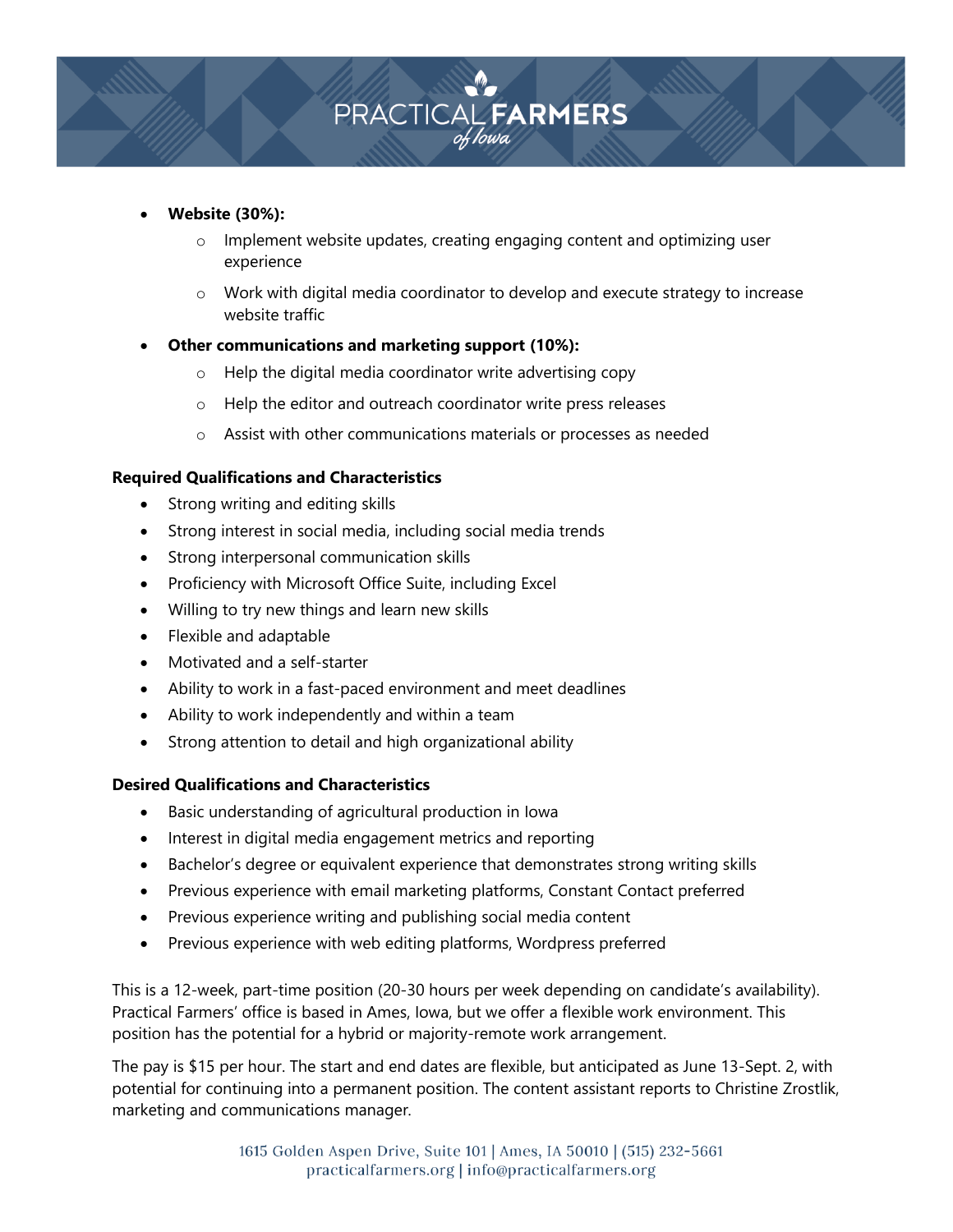- **Website (30%):**
  - Implement website updates, creating engaging content and optimizing user experience
  - Work with digital media coordinator to develop and execute strategy to increase website traffic
- **Other communications and marketing support (10%):**
  - Help the digital media coordinator write advertising copy
  - Help the editor and outreach coordinator write press releases
  - Assist with other communications materials or processes as needed

**Required Qualifications and Characteristics**

- Strong writing and editing skills
- Strong interest in social media, including social media trends
- Strong interpersonal communication skills
- Proficiency with Microsoft Office Suite, including Excel
- Willing to try new things and learn new skills
- Flexible and adaptable
- Motivated and a self-starter
- Ability to work in a fast-paced environment and meet deadlines
- Ability to work independently and within a team
- Strong attention to detail and high organizational ability

**Desired Qualifications and Characteristics**

- Basic understanding of agricultural production in Iowa
- Interest in digital media engagement metrics and reporting
- Bachelor's degree or equivalent experience that demonstrates strong writing skills
- Previous experience with email marketing platforms, Constant Contact preferred
- Previous experience writing and publishing social media content
- Previous experience with web editing platforms, Wordpress preferred

This is a 12-week, part-time position (20-30 hours per week depending on candidate's availability). Practical Farmers' office is based in Ames, Iowa, but we offer a flexible work environment. This position has the potential for a hybrid or majority-remote work arrangement.

The pay is $15 per hour. The start and end dates are flexible, but anticipated as June 13-Sept. 2, with potential for continuing into a permanent position. The content assistant reports to Christine Zrostlik, marketing and communications manager.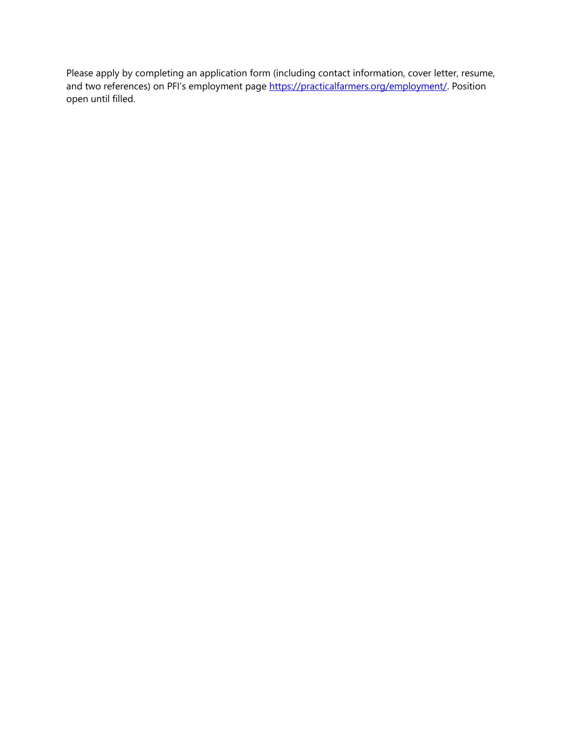Please apply by completing an application form (including contact information, cover letter, resume, and two references) on PFI's employment page [https://practicalfarmers.org/employment/](https://practicalfarmers.org/employment/). Position open until filled.